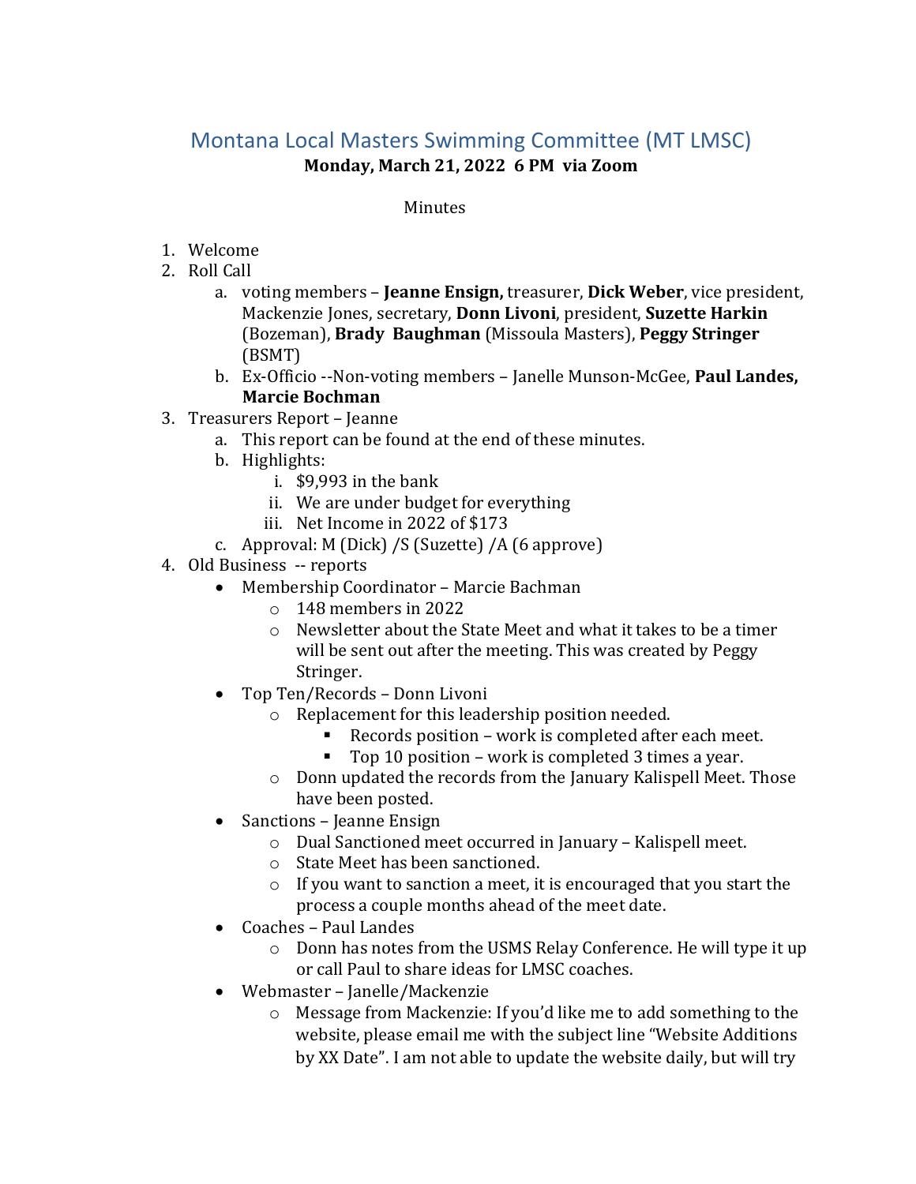# Montana Local Masters Swimming Committee (MT LMSC)

**Monday, March 21, 2022 6 PM via Zoom**

Minutes

1. Welcome
2. Roll Call
   a. voting members – **Jeanne Ensign,** treasurer, **Dick Weber**, vice president, Mackenzie Jones, secretary, **Donn Livoni**, president, **Suzette Harkin** (Bozeman), **Brady Baughman** (Missoula Masters), **Peggy Stringer** (BSMT)
   b. Ex-Officio --Non-voting members – Janelle Munson-McGee, **Paul Landes, Marcie Bochman**
3. Treasurers Report – Jeanne
   a. This report can be found at the end of these minutes.
   b. Highlights:
      i. $9,993 in the bank
      ii. We are under budget for everything
      iii. Net Income in 2022 of $173
   c. Approval: M (Dick) /S (Suzette) /A (6 approve)
4. Old Business -- reports
   - Membership Coordinator – Marcie Bachman
     - 148 members in 2022
     - Newsletter about the State Meet and what it takes to be a timer will be sent out after the meeting. This was created by Peggy Stringer.
   - Top Ten/Records – Donn Livoni
     - Replacement for this leadership position needed.
       - Records position – work is completed after each meet.
       - Top 10 position – work is completed 3 times a year.
     - Donn updated the records from the January Kalispell Meet. Those have been posted.
   - Sanctions – Jeanne Ensign
     - Dual Sanctioned meet occurred in January – Kalispell meet.
     - State Meet has been sanctioned.
     - If you want to sanction a meet, it is encouraged that you start the process a couple months ahead of the meet date.
   - Coaches – Paul Landes
     - Donn has notes from the USMS Relay Conference. He will type it up or call Paul to share ideas for LMSC coaches.
   - Webmaster – Janelle/Mackenzie
     - Message from Mackenzie: If you'd like me to add something to the website, please email me with the subject line "Website Additions by XX Date". I am not able to update the website daily, but will try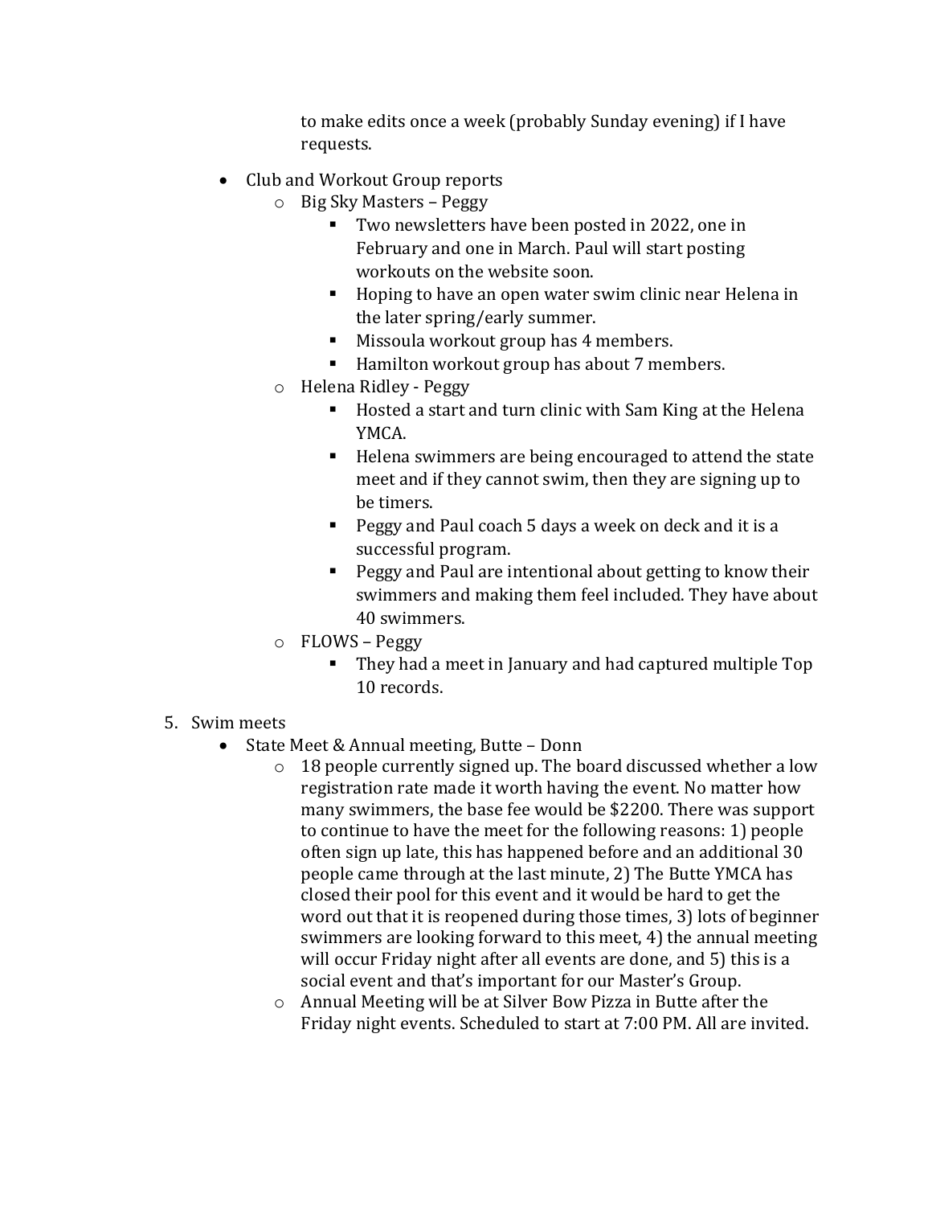to make edits once a week (probably Sunday evening) if I have requests.

- Club and Workout Group reports
  - Big Sky Masters – Peggy
    - Two newsletters have been posted in 2022, one in February and one in March. Paul will start posting workouts on the website soon.
    - Hoping to have an open water swim clinic near Helena in the later spring/early summer.
    - Missoula workout group has 4 members.
    - Hamilton workout group has about 7 members.
  - Helena Ridley - Peggy
    - Hosted a start and turn clinic with Sam King at the Helena YMCA.
    - Helena swimmers are being encouraged to attend the state meet and if they cannot swim, then they are signing up to be timers.
    - Peggy and Paul coach 5 days a week on deck and it is a successful program.
    - Peggy and Paul are intentional about getting to know their swimmers and making them feel included. They have about 40 swimmers.
  - FLOWS – Peggy
    - They had a meet in January and had captured multiple Top 10 records.

5. Swim meets
   - State Meet & Annual meeting, Butte – Donn
     - 18 people currently signed up. The board discussed whether a low registration rate made it worth having the event. No matter how many swimmers, the base fee would be $2200. There was support to continue to have the meet for the following reasons: 1) people often sign up late, this has happened before and an additional 30 people came through at the last minute, 2) The Butte YMCA has closed their pool for this event and it would be hard to get the word out that it is reopened during those times, 3) lots of beginner swimmers are looking forward to this meet, 4) the annual meeting will occur Friday night after all events are done, and 5) this is a social event and that's important for our Master's Group.
     - Annual Meeting will be at Silver Bow Pizza in Butte after the Friday night events. Scheduled to start at 7:00 PM. All are invited.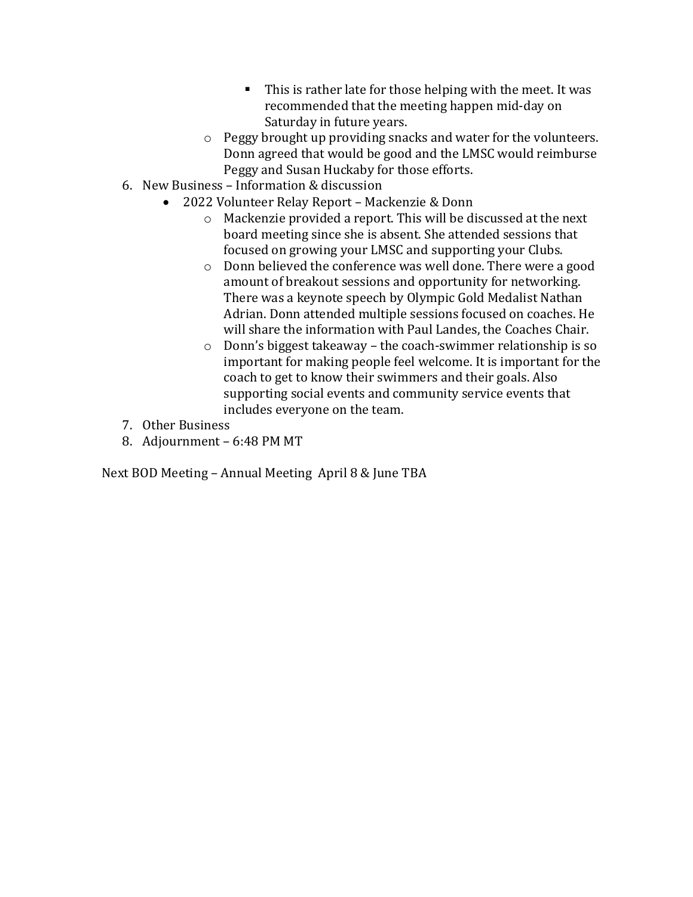- This is rather late for those helping with the meet. It was recommended that the meeting happen mid-day on Saturday in future years.
    - Peggy brought up providing snacks and water for the volunteers. Donn agreed that would be good and the LMSC would reimburse Peggy and Susan Huckaby for those efforts.

6. New Business – Information & discussion
    - 2022 Volunteer Relay Report – Mackenzie & Donn
        - Mackenzie provided a report. This will be discussed at the next board meeting since she is absent. She attended sessions that focused on growing your LMSC and supporting your Clubs.
        - Donn believed the conference was well done. There were a good amount of breakout sessions and opportunity for networking. There was a keynote speech by Olympic Gold Medalist Nathan Adrian. Donn attended multiple sessions focused on coaches. He will share the information with Paul Landes, the Coaches Chair.
        - Donn's biggest takeaway – the coach-swimmer relationship is so important for making people feel welcome. It is important for the coach to get to know their swimmers and their goals. Also supporting social events and community service events that includes everyone on the team.
7. Other Business
8. Adjournment – 6:48 PM MT

Next BOD Meeting – Annual Meeting April 8 & June TBA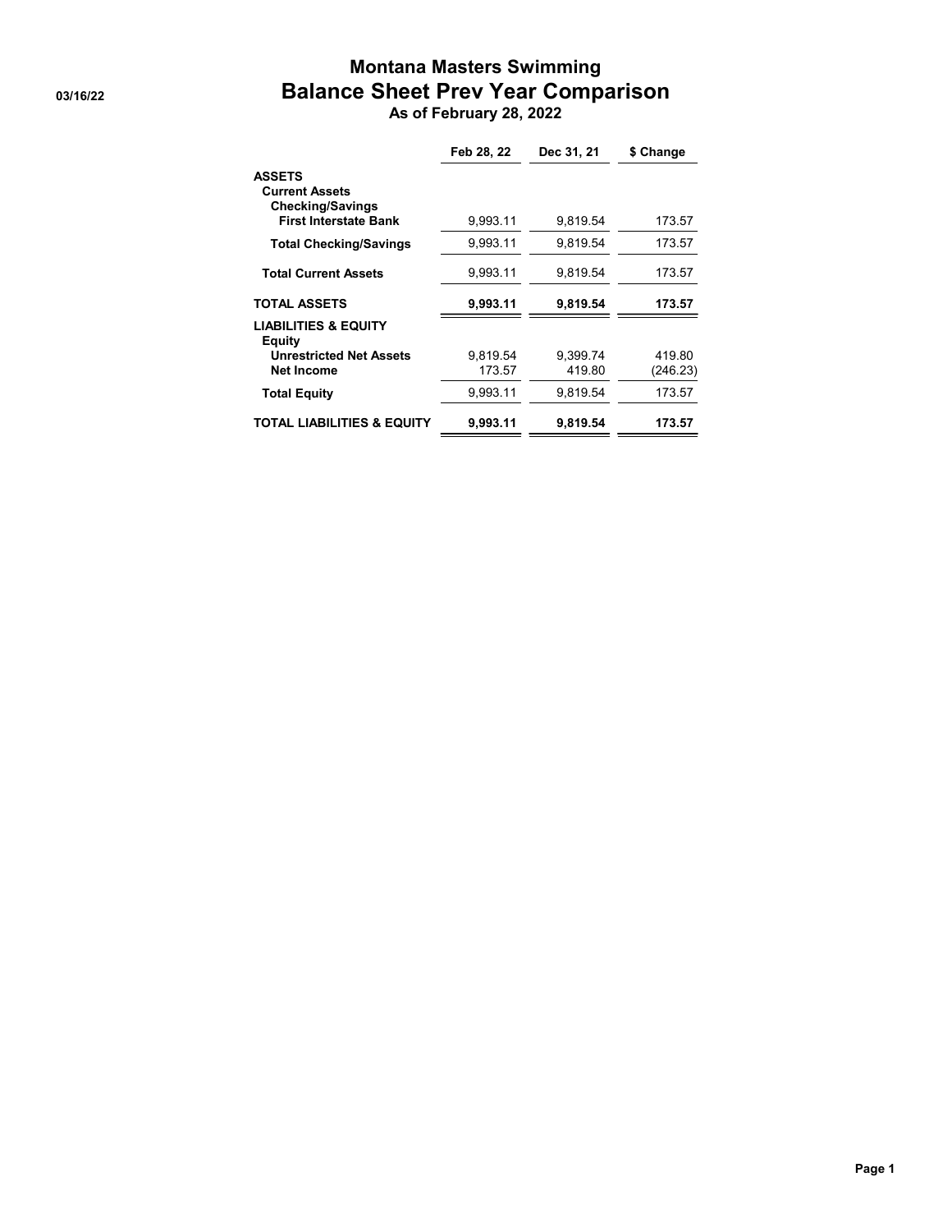# Montana Masters Swimming

## Balance Sheet Prev Year Comparison

**As of February 28, 2022**

03/16/22

| | Feb 28, 22 | Dec 31, 21 | $ Change |
|---|---|---|---|
| **ASSETS** | | | |
| **Current Assets** | | | |
| **Checking/Savings** | | | |
| **First Interstate Bank** | 9,993.11 | 9,819.54 | 173.57 |
| **Total Checking/Savings** | 9,993.11 | 9,819.54 | 173.57 |
| **Total Current Assets** | 9,993.11 | 9,819.54 | 173.57 |
| **TOTAL ASSETS** | **9,993.11** | **9,819.54** | **173.57** |
| **LIABILITIES & EQUITY** | | | |
| **Equity** | | | |
| **Unrestricted Net Assets** | 9,819.54 | 9,399.74 | 419.80 |
| **Net Income** | 173.57 | 419.80 | (246.23) |
| **Total Equity** | 9,993.11 | 9,819.54 | 173.57 |
| **TOTAL LIABILITIES & EQUITY** | **9,993.11** | **9,819.54** | **173.57** |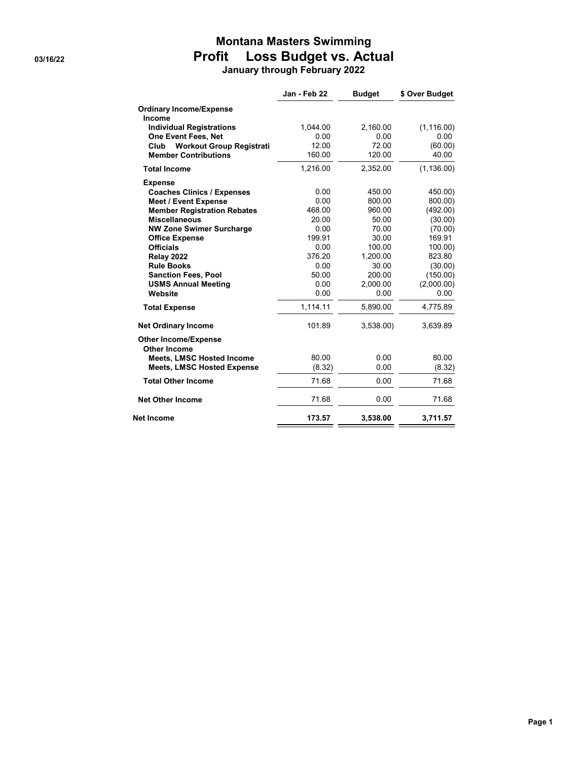# Montana Masters Swimming

## Profit Loss Budget vs. Actual

**January through February 2022**

03/16/22

| | Jan - Feb 22 | Budget | $ Over Budget |
|---|---|---|---|
| **Ordinary Income/Expense** | | | |
| **Income** | | | |
| **Individual Registrations** | 1,044.00 | 2,160.00 | (1,116.00) |
| **One Event Fees, Net** | 0.00 | 0.00 | 0.00 |
| **Club Workout Group Registrati** | 12.00 | 72.00 | (60.00) |
| **Member Contributions** | 160.00 | 120.00 | 40.00 |
| **Total Income** | 1,216.00 | 2,352.00 | (1,136.00) |
| **Expense** | | | |
| **Coaches Clinics / Expenses** | 0.00 | 450.00 | 450.00) |
| **Meet / Event Expense** | 0.00 | 800.00 | 800.00) |
| **Member Registration Rebates** | 468.00 | 960.00 | (492.00) |
| **Miscellaneous** | 20.00 | 50.00 | (30.00) |
| **NW Zone Swimer Surcharge** | 0.00 | 70.00 | (70.00) |
| **Office Expense** | 199.91 | 30.00 | 169.91 |
| **Officials** | 0.00 | 100.00 | 100.00) |
| **Relay 2022** | 376.20 | 1,200.00 | 823.80 |
| **Rule Books** | 0.00 | 30.00 | (30.00) |
| **Sanction Fees, Pool** | 50.00 | 200.00 | (150.00) |
| **USMS Annual Meeting** | 0.00 | 2,000.00 | (2,000.00) |
| **Website** | 0.00 | 0.00 | 0.00 |
| **Total Expense** | 1,114.11 | 5,890.00 | 4,775.89 |
| **Net Ordinary Income** | 101.89 | 3,538.00) | 3,639.89 |
| **Other Income/Expense** | | | |
| **Other Income** | | | |
| **Meets, LMSC Hosted Income** | 80.00 | 0.00 | 80.00 |
| **Meets, LMSC Hosted Expense** | (8.32) | 0.00 | (8.32) |
| **Total Other Income** | 71.68 | 0.00 | 71.68 |
| **Net Other Income** | 71.68 | 0.00 | 71.68 |
| **Net Income** | **173.57** | **3,538.00** | **3,711.57** |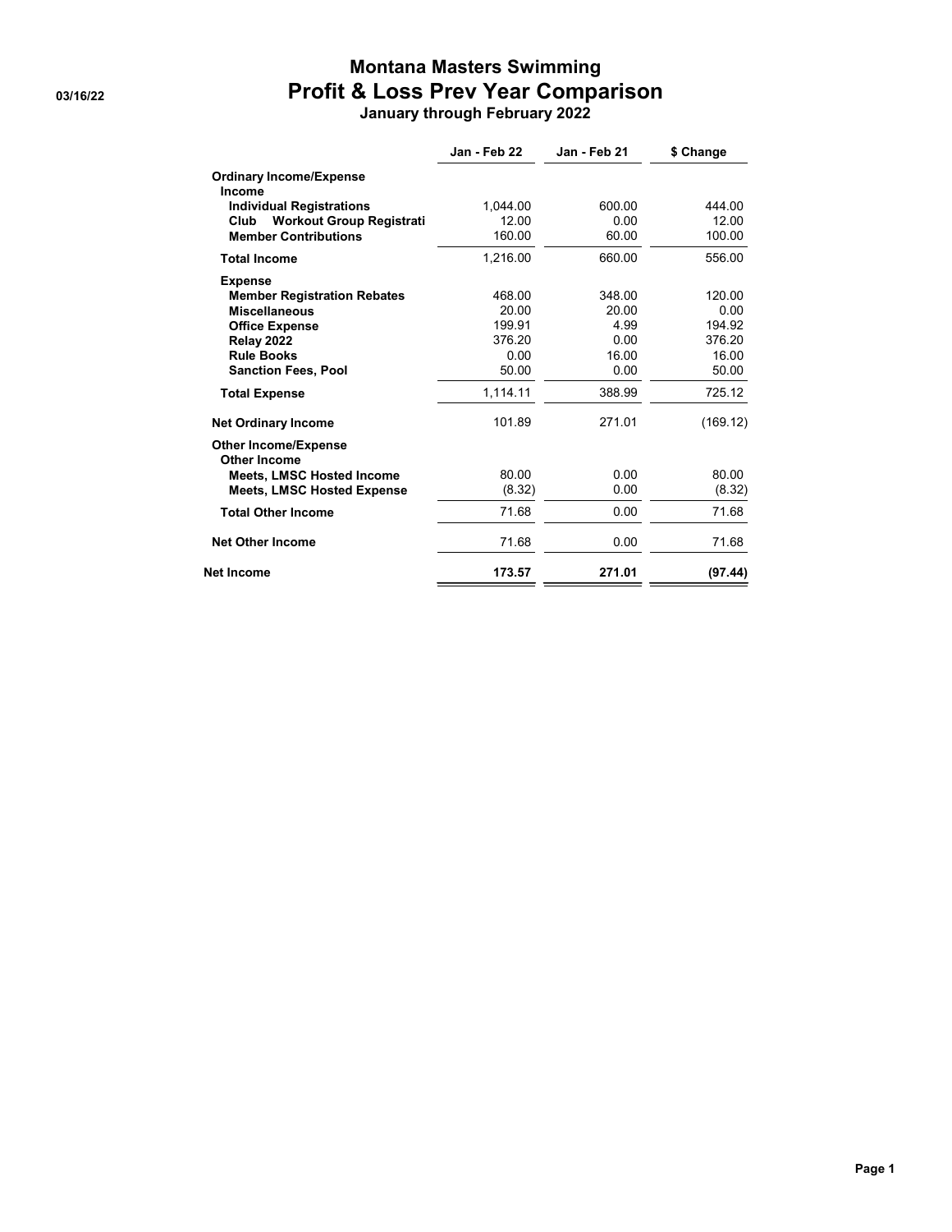# Montana Masters Swimming

## Profit & Loss Prev Year Comparison

### January through February 2022

03/16/22

| | Jan - Feb 22 | Jan - Feb 21 | $ Change |
|---|---|---|---|
| **Ordinary Income/Expense** | | | |
| **Income** | | | |
| **Individual Registrations** | 1,044.00 | 600.00 | 444.00 |
| **Club Workout Group Registrati** | 12.00 | 0.00 | 12.00 |
| **Member Contributions** | 160.00 | 60.00 | 100.00 |
| **Total Income** | 1,216.00 | 660.00 | 556.00 |
| **Expense** | | | |
| **Member Registration Rebates** | 468.00 | 348.00 | 120.00 |
| **Miscellaneous** | 20.00 | 20.00 | 0.00 |
| **Office Expense** | 199.91 | 4.99 | 194.92 |
| **Relay 2022** | 376.20 | 0.00 | 376.20 |
| **Rule Books** | 0.00 | 16.00 | 16.00 |
| **Sanction Fees, Pool** | 50.00 | 0.00 | 50.00 |
| **Total Expense** | 1,114.11 | 388.99 | 725.12 |
| **Net Ordinary Income** | 101.89 | 271.01 | (169.12) |
| **Other Income/Expense** | | | |
| **Other Income** | | | |
| **Meets, LMSC Hosted Income** | 80.00 | 0.00 | 80.00 |
| **Meets, LMSC Hosted Expense** | (8.32) | 0.00 | (8.32) |
| **Total Other Income** | 71.68 | 0.00 | 71.68 |
| **Net Other Income** | 71.68 | 0.00 | 71.68 |
| **Net Income** | **173.57** | **271.01** | **(97.44)** |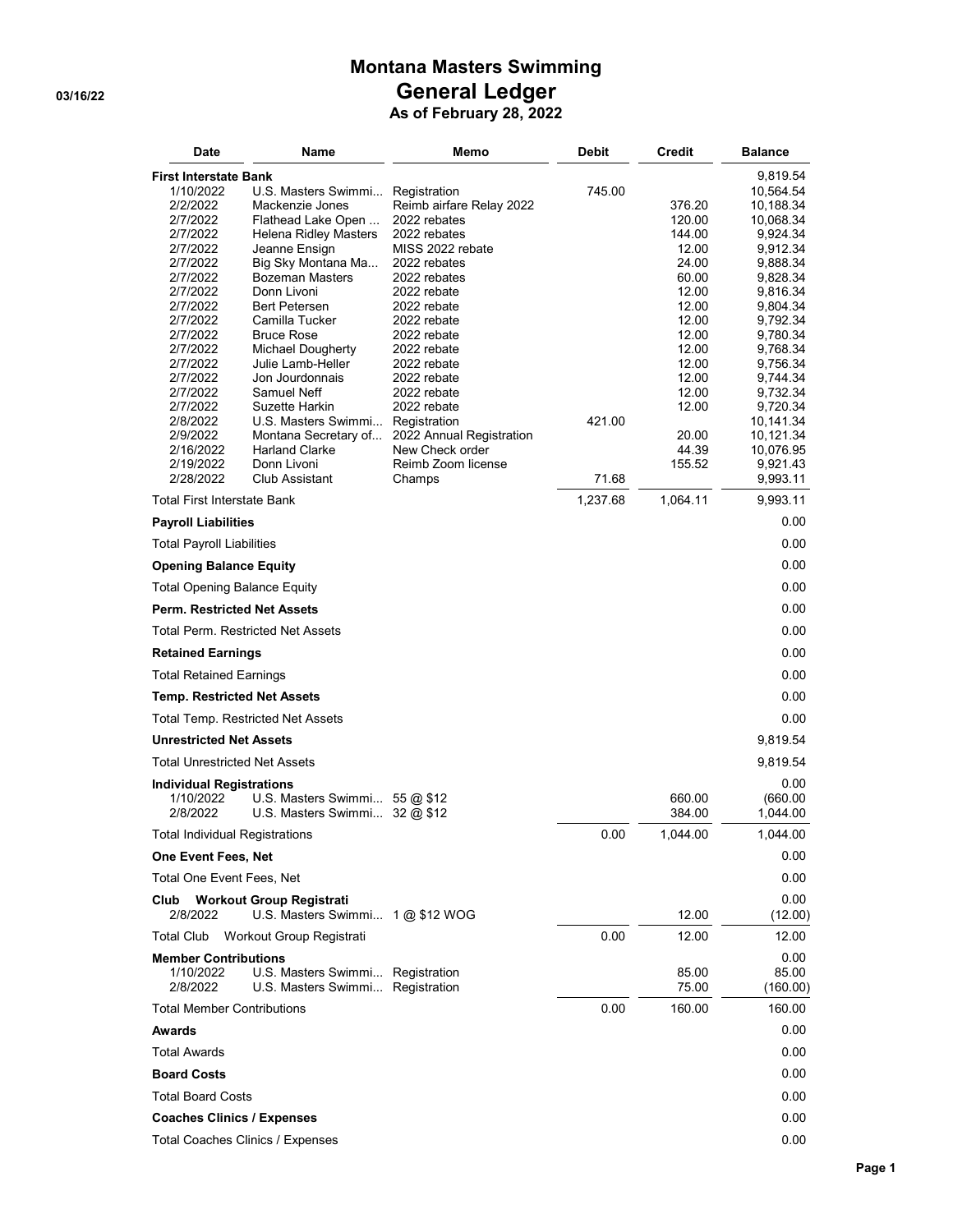# Montana Masters Swimming

## General Ledger

### As of February 28, 2022

03/16/22

| Date | Name | Memo | Debit | Credit | Balance |
|---|---|---|---|---|---|
| **First Interstate Bank** | | | | | 9,819.54 |
| 1/10/2022 | U.S. Masters Swimmi... | Registration | 745.00 | | 10,564.54 |
| 2/2/2022 | Mackenzie Jones | Reimb airfare Relay 2022 | | 376.20 | 10,188.34 |
| 2/7/2022 | Flathead Lake Open ... | 2022 rebates | | 120.00 | 10,068.34 |
| 2/7/2022 | Helena Ridley Masters | 2022 rebates | | 144.00 | 9,924.34 |
| 2/7/2022 | Jeanne Ensign | MISS 2022 rebate | | 12.00 | 9,912.34 |
| 2/7/2022 | Big Sky Montana Ma... | 2022 rebates | | 24.00 | 9,888.34 |
| 2/7/2022 | Bozeman Masters | 2022 rebates | | 60.00 | 9,828.34 |
| 2/7/2022 | Donn Livoni | 2022 rebate | | 12.00 | 9,816.34 |
| 2/7/2022 | Bert Petersen | 2022 rebate | | 12.00 | 9,804.34 |
| 2/7/2022 | Camilla Tucker | 2022 rebate | | 12.00 | 9,792.34 |
| 2/7/2022 | Bruce Rose | 2022 rebate | | 12.00 | 9,780.34 |
| 2/7/2022 | Michael Dougherty | 2022 rebate | | 12.00 | 9,768.34 |
| 2/7/2022 | Julie Lamb-Heller | 2022 rebate | | 12.00 | 9,756.34 |
| 2/7/2022 | Jon Jourdonnais | 2022 rebate | | 12.00 | 9,744.34 |
| 2/7/2022 | Samuel Neff | 2022 rebate | | 12.00 | 9,732.34 |
| 2/7/2022 | Suzette Harkin | 2022 rebate | | 12.00 | 9,720.34 |
| 2/8/2022 | U.S. Masters Swimmi... | Registration | 421.00 | | 10,141.34 |
| 2/9/2022 | Montana Secretary of... | 2022 Annual Registration | | 20.00 | 10,121.34 |
| 2/16/2022 | Harland Clarke | New Check order | | 44.39 | 10,076.95 |
| 2/19/2022 | Donn Livoni | Reimb Zoom license | | 155.52 | 9,921.43 |
| 2/28/2022 | Club Assistant | Champs | 71.68 | | 9,993.11 |
| Total First Interstate Bank | | | 1,237.68 | 1,064.11 | 9,993.11 |
| **Payroll Liabilities** | | | | | 0.00 |
| Total Payroll Liabilities | | | | | 0.00 |
| **Opening Balance Equity** | | | | | 0.00 |
| Total Opening Balance Equity | | | | | 0.00 |
| **Perm. Restricted Net Assets** | | | | | 0.00 |
| Total Perm. Restricted Net Assets | | | | | 0.00 |
| **Retained Earnings** | | | | | 0.00 |
| Total Retained Earnings | | | | | 0.00 |
| **Temp. Restricted Net Assets** | | | | | 0.00 |
| Total Temp. Restricted Net Assets | | | | | 0.00 |
| **Unrestricted Net Assets** | | | | | 9,819.54 |
| Total Unrestricted Net Assets | | | | | 9,819.54 |
| **Individual Registrations** | | | | | 0.00 |
| 1/10/2022 | U.S. Masters Swimmi... | 55 @ $12 | | 660.00 | (660.00 |
| 2/8/2022 | U.S. Masters Swimmi... | 32 @ $12 | | 384.00 | 1,044.00 |
| Total Individual Registrations | | | 0.00 | 1,044.00 | 1,044.00 |
| **One Event Fees, Net** | | | | | 0.00 |
| Total One Event Fees, Net | | | | | 0.00 |
| **Club Workout Group Registrati** | | | | | 0.00 |
| 2/8/2022 | U.S. Masters Swimmi... | 1 @ $12 WOG | | 12.00 | (12.00) |
| Total Club Workout Group Registrati | | | 0.00 | 12.00 | 12.00 |
| **Member Contributions** | | | | | 0.00 |
| 1/10/2022 | U.S. Masters Swimmi... | Registration | | 85.00 | 85.00 |
| 2/8/2022 | U.S. Masters Swimmi... | Registration | | 75.00 | (160.00) |
| Total Member Contributions | | | 0.00 | 160.00 | 160.00 |
| **Awards** | | | | | 0.00 |
| Total Awards | | | | | 0.00 |
| **Board Costs** | | | | | 0.00 |
| Total Board Costs | | | | | 0.00 |
| **Coaches Clinics / Expenses** | | | | | 0.00 |
| Total Coaches Clinics / Expenses | | | | | 0.00 |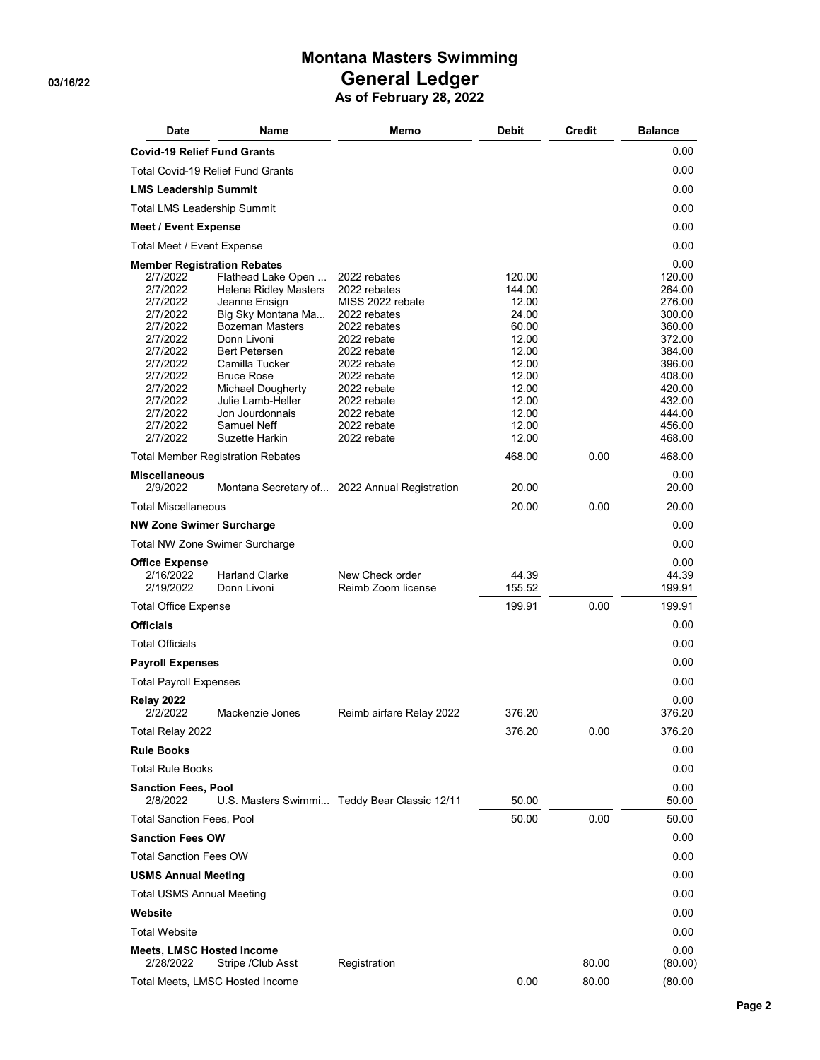# Montana Masters Swimming

## General Ledger

### As of February 28, 2022

03/16/22

| Date | Name | Memo | Debit | Credit | Balance |
|---|---|---|---|---|---|
| **Covid-19 Relief Fund Grants** | | | | | 0.00 |
| Total Covid-19 Relief Fund Grants | | | | | 0.00 |
| **LMS Leadership Summit** | | | | | 0.00 |
| Total LMS Leadership Summit | | | | | 0.00 |
| **Meet / Event Expense** | | | | | 0.00 |
| Total Meet / Event Expense | | | | | 0.00 |
| **Member Registration Rebates** | | | | | 0.00 |
| 2/7/2022 | Flathead Lake Open ... | 2022 rebates | 120.00 | | 120.00 |
| 2/7/2022 | Helena Ridley Masters | 2022 rebates | 144.00 | | 264.00 |
| 2/7/2022 | Jeanne Ensign | MISS 2022 rebate | 12.00 | | 276.00 |
| 2/7/2022 | Big Sky Montana Ma... | 2022 rebates | 24.00 | | 300.00 |
| 2/7/2022 | Bozeman Masters | 2022 rebates | 60.00 | | 360.00 |
| 2/7/2022 | Donn Livoni | 2022 rebate | 12.00 | | 372.00 |
| 2/7/2022 | Bert Petersen | 2022 rebate | 12.00 | | 384.00 |
| 2/7/2022 | Camilla Tucker | 2022 rebate | 12.00 | | 396.00 |
| 2/7/2022 | Bruce Rose | 2022 rebate | 12.00 | | 408.00 |
| 2/7/2022 | Michael Dougherty | 2022 rebate | 12.00 | | 420.00 |
| 2/7/2022 | Julie Lamb-Heller | 2022 rebate | 12.00 | | 432.00 |
| 2/7/2022 | Jon Jourdonnais | 2022 rebate | 12.00 | | 444.00 |
| 2/7/2022 | Samuel Neff | 2022 rebate | 12.00 | | 456.00 |
| 2/7/2022 | Suzette Harkin | 2022 rebate | 12.00 | | 468.00 |
| Total Member Registration Rebates | | | 468.00 | 0.00 | 468.00 |
| **Miscellaneous** | | | | | 0.00 |
| 2/9/2022 | Montana Secretary of... | 2022 Annual Registration | 20.00 | | 20.00 |
| Total Miscellaneous | | | 20.00 | 0.00 | 20.00 |
| **NW Zone Swimer Surcharge** | | | | | 0.00 |
| Total NW Zone Swimer Surcharge | | | | | 0.00 |
| **Office Expense** | | | | | 0.00 |
| 2/16/2022 | Harland Clarke | New Check order | 44.39 | | 44.39 |
| 2/19/2022 | Donn Livoni | Reimb Zoom license | 155.52 | | 199.91 |
| Total Office Expense | | | 199.91 | 0.00 | 199.91 |
| **Officials** | | | | | 0.00 |
| Total Officials | | | | | 0.00 |
| **Payroll Expenses** | | | | | 0.00 |
| Total Payroll Expenses | | | | | 0.00 |
| **Relay 2022** | | | | | 0.00 |
| 2/2/2022 | Mackenzie Jones | Reimb airfare Relay 2022 | 376.20 | | 376.20 |
| Total Relay 2022 | | | 376.20 | 0.00 | 376.20 |
| **Rule Books** | | | | | 0.00 |
| Total Rule Books | | | | | 0.00 |
| **Sanction Fees, Pool** | | | | | 0.00 |
| 2/8/2022 | U.S. Masters Swimmi... | Teddy Bear Classic 12/11 | 50.00 | | 50.00 |
| Total Sanction Fees, Pool | | | 50.00 | 0.00 | 50.00 |
| **Sanction Fees OW** | | | | | 0.00 |
| Total Sanction Fees OW | | | | | 0.00 |
| **USMS Annual Meeting** | | | | | 0.00 |
| Total USMS Annual Meeting | | | | | 0.00 |
| **Website** | | | | | 0.00 |
| Total Website | | | | | 0.00 |
| **Meets, LMSC Hosted Income** | | | | | 0.00 |
| 2/28/2022 | Stripe /Club Asst | Registration | | 80.00 | (80.00) |
| Total Meets, LMSC Hosted Income | | | 0.00 | 80.00 | (80.00 |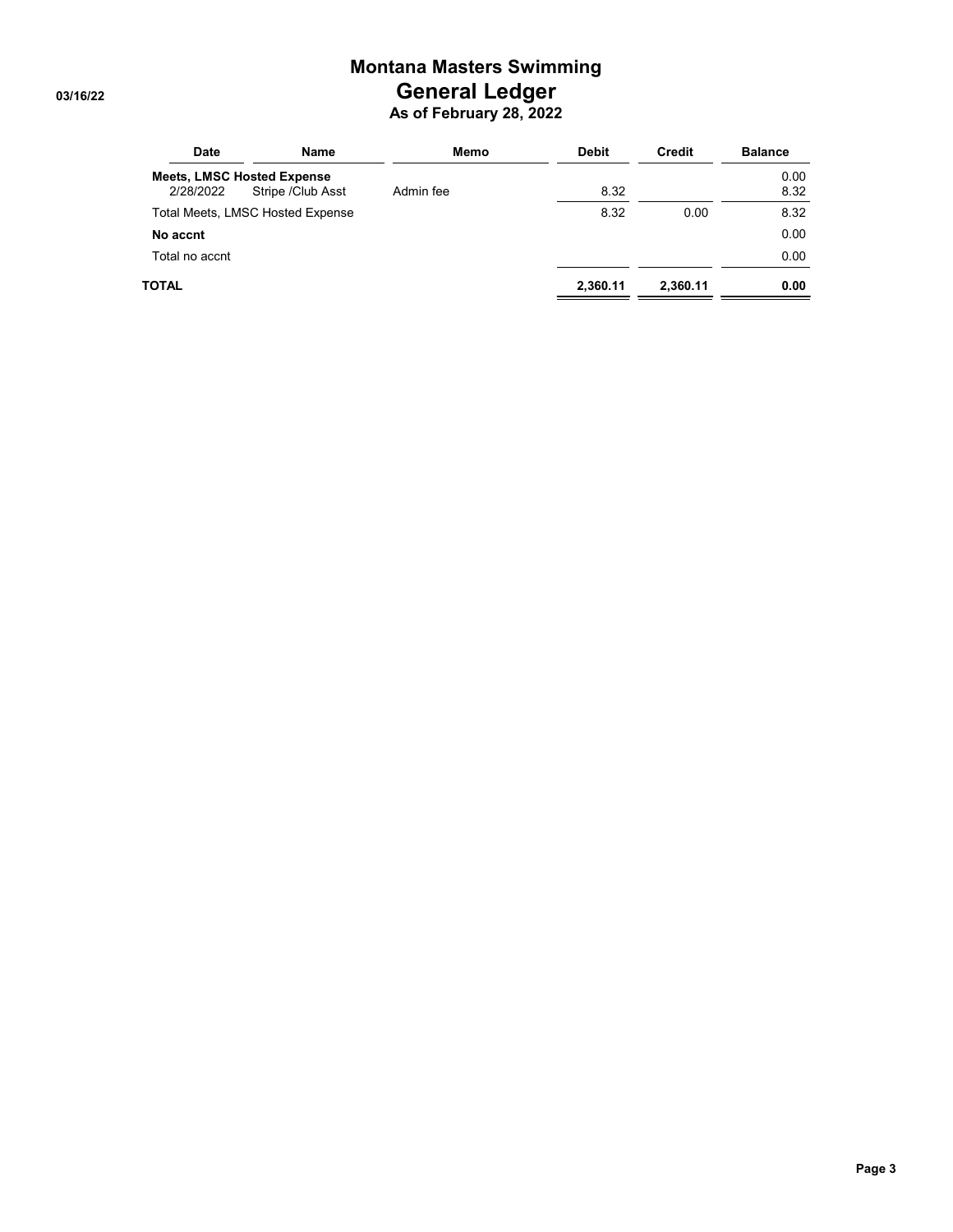# Montana Masters Swimming
## General Ledger
### As of February 28, 2022

03/16/22

| Date | Name | Memo | Debit | Credit | Balance |
|---|---|---|---|---|---|
| **Meets, LMSC Hosted Expense** | | | | | 0.00 |
| 2/28/2022 | Stripe /Club Asst | Admin fee | 8.32 | | 8.32 |
| Total Meets, LMSC Hosted Expense | | | 8.32 | 0.00 | 8.32 |
| **No accnt** | | | | | 0.00 |
| Total no accnt | | | | | 0.00 |
| **TOTAL** | | | **2,360.11** | **2,360.11** | **0.00** |